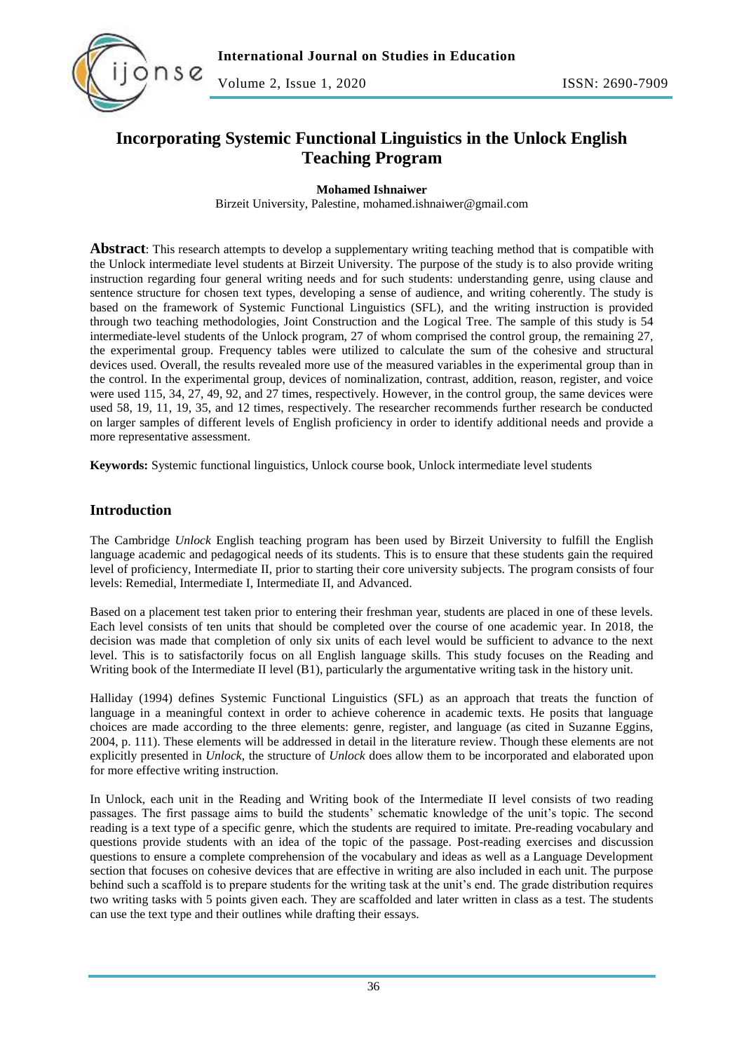# Incorporating Systemic Functional Linguistics in the Unlock English Teaching Program

**Mohamed Ishnaiwer**
Birzeit University, Palestine, mohamed.ishnaiwer@gmail.com

**Abstract**: This research attempts to develop a supplementary writing teaching method that is compatible with the Unlock intermediate level students at Birzeit University. The purpose of the study is to also provide writing instruction regarding four general writing needs and for such students: understanding genre, using clause and sentence structure for chosen text types, developing a sense of audience, and writing coherently. The study is based on the framework of Systemic Functional Linguistics (SFL), and the writing instruction is provided through two teaching methodologies, Joint Construction and the Logical Tree. The sample of this study is 54 intermediate-level students of the Unlock program, 27 of whom comprised the control group, the remaining 27, the experimental group. Frequency tables were utilized to calculate the sum of the cohesive and structural devices used. Overall, the results revealed more use of the measured variables in the experimental group than in the control. In the experimental group, devices of nominalization, contrast, addition, reason, register, and voice were used 115, 34, 27, 49, 92, and 27 times, respectively. However, in the control group, the same devices were used 58, 19, 11, 19, 35, and 12 times, respectively. The researcher recommends further research be conducted on larger samples of different levels of English proficiency in order to identify additional needs and provide a more representative assessment.

**Keywords:** Systemic functional linguistics, Unlock course book, Unlock intermediate level students

## Introduction

The Cambridge *Unlock* English teaching program has been used by Birzeit University to fulfill the English language academic and pedagogical needs of its students. This is to ensure that these students gain the required level of proficiency, Intermediate II, prior to starting their core university subjects. The program consists of four levels: Remedial, Intermediate I, Intermediate II, and Advanced.

Based on a placement test taken prior to entering their freshman year, students are placed in one of these levels. Each level consists of ten units that should be completed over the course of one academic year. In 2018, the decision was made that completion of only six units of each level would be sufficient to advance to the next level. This is to satisfactorily focus on all English language skills. This study focuses on the Reading and Writing book of the Intermediate II level (B1), particularly the argumentative writing task in the history unit.

Halliday (1994) defines Systemic Functional Linguistics (SFL) as an approach that treats the function of language in a meaningful context in order to achieve coherence in academic texts. He posits that language choices are made according to the three elements: genre, register, and language (as cited in Suzanne Eggins, 2004, p. 111). These elements will be addressed in detail in the literature review. Though these elements are not explicitly presented in *Unlock*, the structure of *Unlock* does allow them to be incorporated and elaborated upon for more effective writing instruction.

In Unlock, each unit in the Reading and Writing book of the Intermediate II level consists of two reading passages. The first passage aims to build the students' schematic knowledge of the unit's topic. The second reading is a text type of a specific genre, which the students are required to imitate. Pre-reading vocabulary and questions provide students with an idea of the topic of the passage. Post-reading exercises and discussion questions to ensure a complete comprehension of the vocabulary and ideas as well as a Language Development section that focuses on cohesive devices that are effective in writing are also included in each unit. The purpose behind such a scaffold is to prepare students for the writing task at the unit's end. The grade distribution requires two writing tasks with 5 points given each. They are scaffolded and later written in class as a test. The students can use the text type and their outlines while drafting their essays.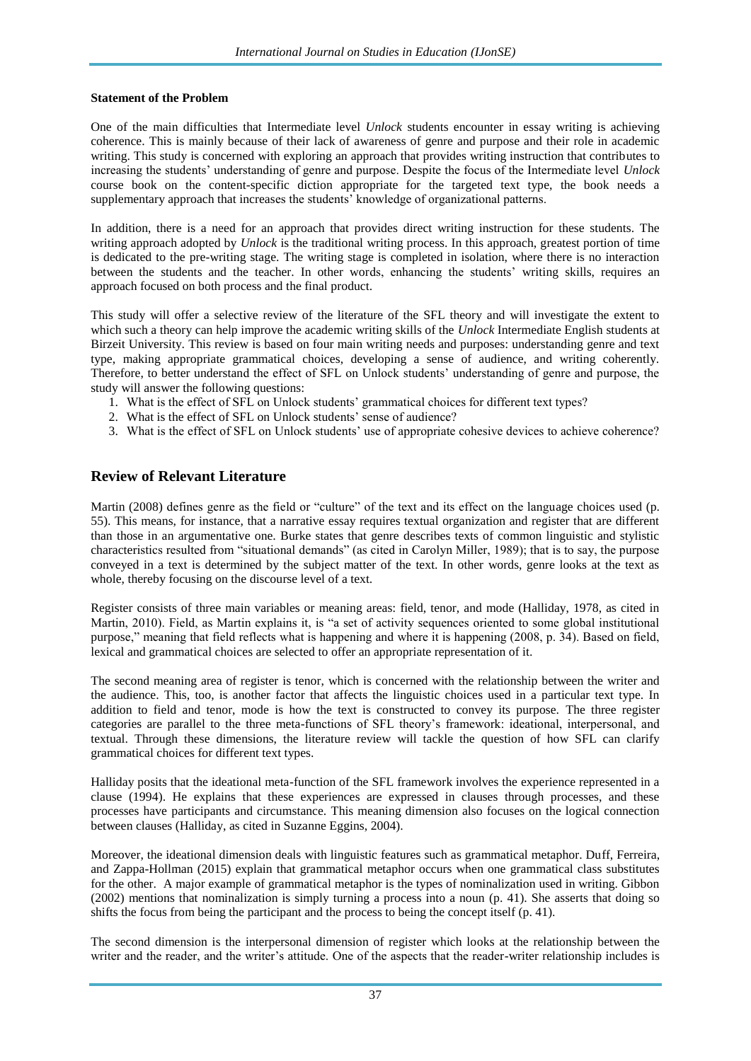**Statement of the Problem**

One of the main difficulties that Intermediate level *Unlock* students encounter in essay writing is achieving coherence. This is mainly because of their lack of awareness of genre and purpose and their role in academic writing. This study is concerned with exploring an approach that provides writing instruction that contributes to increasing the students' understanding of genre and purpose. Despite the focus of the Intermediate level *Unlock* course book on the content-specific diction appropriate for the targeted text type, the book needs a supplementary approach that increases the students' knowledge of organizational patterns.

In addition, there is a need for an approach that provides direct writing instruction for these students. The writing approach adopted by *Unlock* is the traditional writing process. In this approach, greatest portion of time is dedicated to the pre-writing stage. The writing stage is completed in isolation, where there is no interaction between the students and the teacher. In other words, enhancing the students' writing skills, requires an approach focused on both process and the final product.

This study will offer a selective review of the literature of the SFL theory and will investigate the extent to which such a theory can help improve the academic writing skills of the *Unlock* Intermediate English students at Birzeit University. This review is based on four main writing needs and purposes: understanding genre and text type, making appropriate grammatical choices, developing a sense of audience, and writing coherently. Therefore, to better understand the effect of SFL on Unlock students' understanding of genre and purpose, the study will answer the following questions:

1. What is the effect of SFL on Unlock students' grammatical choices for different text types?
2. What is the effect of SFL on Unlock students' sense of audience?
3. What is the effect of SFL on Unlock students' use of appropriate cohesive devices to achieve coherence?

## Review of Relevant Literature

Martin (2008) defines genre as the field or "culture" of the text and its effect on the language choices used (p. 55). This means, for instance, that a narrative essay requires textual organization and register that are different than those in an argumentative one. Burke states that genre describes texts of common linguistic and stylistic characteristics resulted from "situational demands" (as cited in Carolyn Miller, 1989); that is to say, the purpose conveyed in a text is determined by the subject matter of the text. In other words, genre looks at the text as whole, thereby focusing on the discourse level of a text.

Register consists of three main variables or meaning areas: field, tenor, and mode (Halliday, 1978, as cited in Martin, 2010). Field, as Martin explains it, is "a set of activity sequences oriented to some global institutional purpose," meaning that field reflects what is happening and where it is happening (2008, p. 34). Based on field, lexical and grammatical choices are selected to offer an appropriate representation of it.

The second meaning area of register is tenor, which is concerned with the relationship between the writer and the audience. This, too, is another factor that affects the linguistic choices used in a particular text type. In addition to field and tenor, mode is how the text is constructed to convey its purpose. The three register categories are parallel to the three meta-functions of SFL theory's framework: ideational, interpersonal, and textual. Through these dimensions, the literature review will tackle the question of how SFL can clarify grammatical choices for different text types.

Halliday posits that the ideational meta-function of the SFL framework involves the experience represented in a clause (1994). He explains that these experiences are expressed in clauses through processes, and these processes have participants and circumstance. This meaning dimension also focuses on the logical connection between clauses (Halliday, as cited in Suzanne Eggins, 2004).

Moreover, the ideational dimension deals with linguistic features such as grammatical metaphor. Duff, Ferreira, and Zappa-Hollman (2015) explain that grammatical metaphor occurs when one grammatical class substitutes for the other. A major example of grammatical metaphor is the types of nominalization used in writing. Gibbon (2002) mentions that nominalization is simply turning a process into a noun (p. 41). She asserts that doing so shifts the focus from being the participant and the process to being the concept itself (p. 41).

The second dimension is the interpersonal dimension of register which looks at the relationship between the writer and the reader, and the writer's attitude. One of the aspects that the reader-writer relationship includes is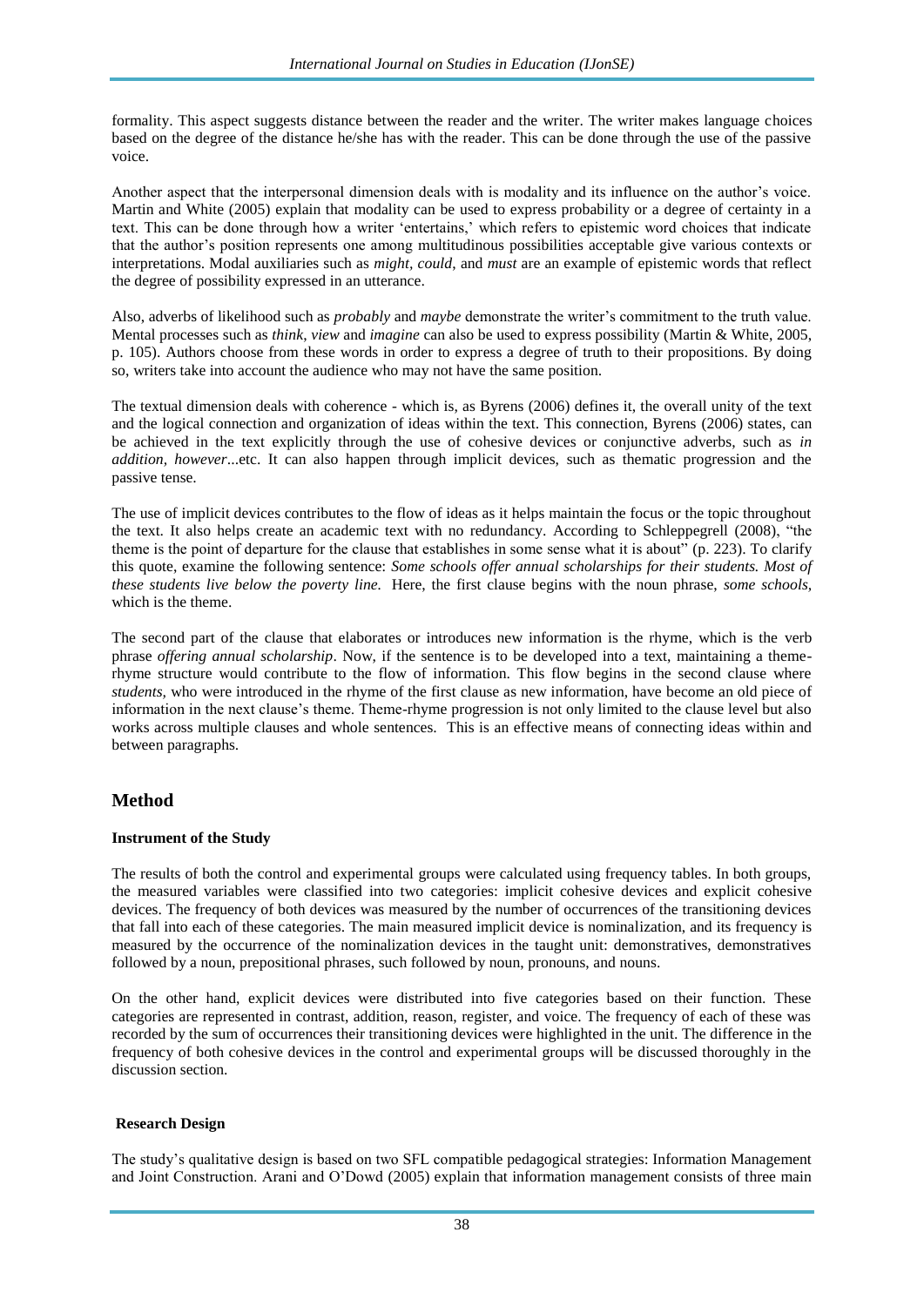formality. This aspect suggests distance between the reader and the writer. The writer makes language choices based on the degree of the distance he/she has with the reader. This can be done through the use of the passive voice.

Another aspect that the interpersonal dimension deals with is modality and its influence on the author's voice. Martin and White (2005) explain that modality can be used to express probability or a degree of certainty in a text. This can be done through how a writer 'entertains,' which refers to epistemic word choices that indicate that the author's position represents one among multitudinous possibilities acceptable give various contexts or interpretations. Modal auxiliaries such as *might, could,* and *must* are an example of epistemic words that reflect the degree of possibility expressed in an utterance.

Also, adverbs of likelihood such as *probably* and *maybe* demonstrate the writer's commitment to the truth value. Mental processes such as *think, view* and *imagine* can also be used to express possibility (Martin & White, 2005, p. 105). Authors choose from these words in order to express a degree of truth to their propositions. By doing so, writers take into account the audience who may not have the same position.

The textual dimension deals with coherence - which is, as Byrens (2006) defines it, the overall unity of the text and the logical connection and organization of ideas within the text. This connection, Byrens (2006) states, can be achieved in the text explicitly through the use of cohesive devices or conjunctive adverbs, such as *in addition, however*...etc. It can also happen through implicit devices, such as thematic progression and the passive tense.

The use of implicit devices contributes to the flow of ideas as it helps maintain the focus or the topic throughout the text. It also helps create an academic text with no redundancy. According to Schleppegrell (2008), "the theme is the point of departure for the clause that establishes in some sense what it is about" (p. 223). To clarify this quote, examine the following sentence: *Some schools offer annual scholarships for their students. Most of these students live below the poverty line.* Here, the first clause begins with the noun phrase, *some schools,* which is the theme.

The second part of the clause that elaborates or introduces new information is the rhyme, which is the verb phrase *offering annual scholarship*. Now, if the sentence is to be developed into a text, maintaining a theme-rhyme structure would contribute to the flow of information. This flow begins in the second clause where *students,* who were introduced in the rhyme of the first clause as new information, have become an old piece of information in the next clause's theme. Theme-rhyme progression is not only limited to the clause level but also works across multiple clauses and whole sentences. This is an effective means of connecting ideas within and between paragraphs.

## Method

### Instrument of the Study

The results of both the control and experimental groups were calculated using frequency tables. In both groups, the measured variables were classified into two categories: implicit cohesive devices and explicit cohesive devices. The frequency of both devices was measured by the number of occurrences of the transitioning devices that fall into each of these categories. The main measured implicit device is nominalization, and its frequency is measured by the occurrence of the nominalization devices in the taught unit: demonstratives, demonstratives followed by a noun, prepositional phrases, such followed by noun, pronouns, and nouns.

On the other hand, explicit devices were distributed into five categories based on their function. These categories are represented in contrast, addition, reason, register, and voice. The frequency of each of these was recorded by the sum of occurrences their transitioning devices were highlighted in the unit. The difference in the frequency of both cohesive devices in the control and experimental groups will be discussed thoroughly in the discussion section.

### Research Design

The study's qualitative design is based on two SFL compatible pedagogical strategies: Information Management and Joint Construction. Arani and O'Dowd (2005) explain that information management consists of three main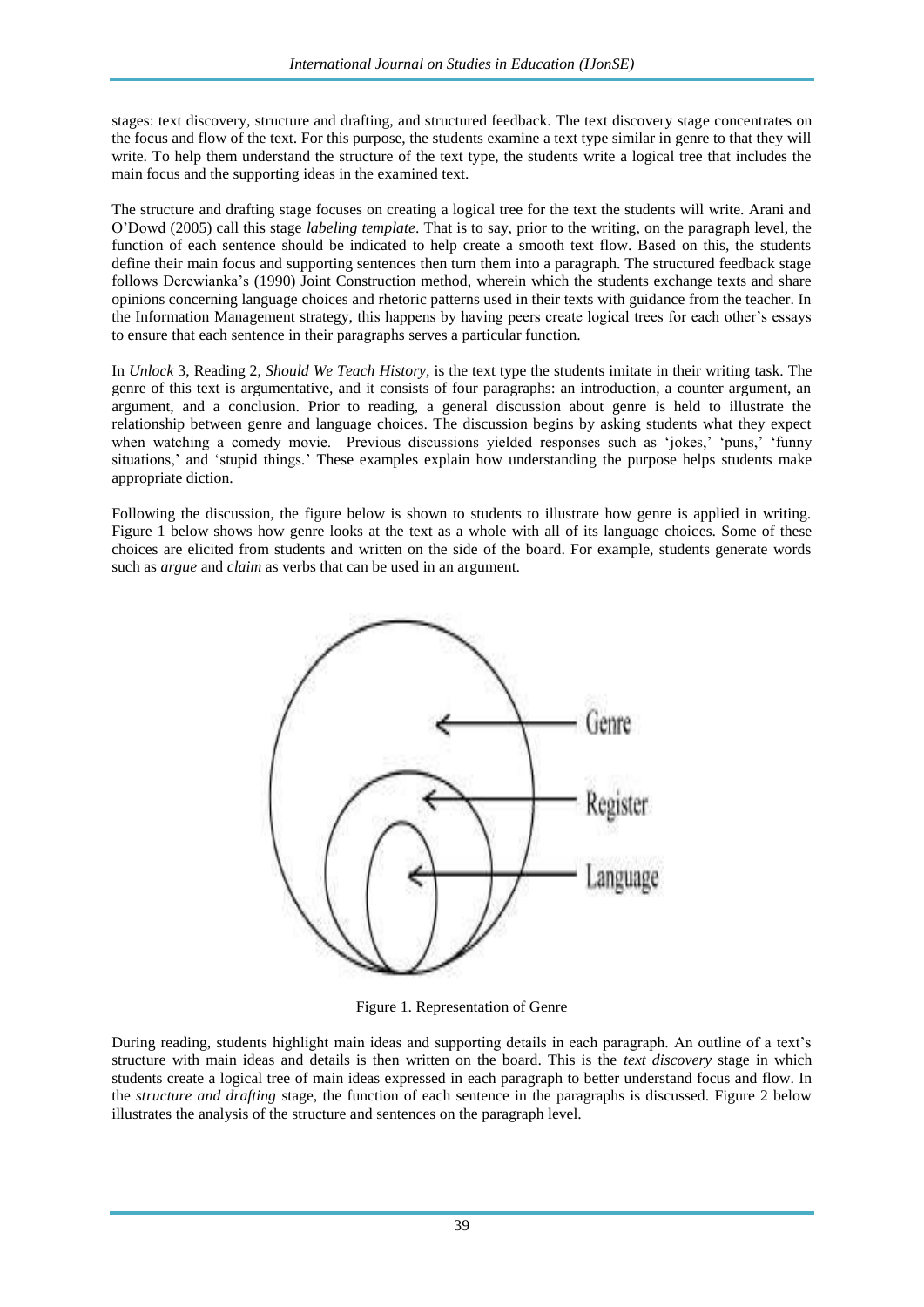stages: text discovery, structure and drafting, and structured feedback. The text discovery stage concentrates on the focus and flow of the text. For this purpose, the students examine a text type similar in genre to that they will write. To help them understand the structure of the text type, the students write a logical tree that includes the main focus and the supporting ideas in the examined text.

The structure and drafting stage focuses on creating a logical tree for the text the students will write. Arani and O'Dowd (2005) call this stage *labeling template*. That is to say, prior to the writing, on the paragraph level, the function of each sentence should be indicated to help create a smooth text flow. Based on this, the students define their main focus and supporting sentences then turn them into a paragraph. The structured feedback stage follows Derewianka's (1990) Joint Construction method, wherein which the students exchange texts and share opinions concerning language choices and rhetoric patterns used in their texts with guidance from the teacher. In the Information Management strategy, this happens by having peers create logical trees for each other's essays to ensure that each sentence in their paragraphs serves a particular function.

In *Unlock* 3, Reading 2, *Should We Teach History,* is the text type the students imitate in their writing task. The genre of this text is argumentative, and it consists of four paragraphs: an introduction, a counter argument, an argument, and a conclusion. Prior to reading, a general discussion about genre is held to illustrate the relationship between genre and language choices. The discussion begins by asking students what they expect when watching a comedy movie. Previous discussions yielded responses such as 'jokes,' 'puns,' 'funny situations,' and 'stupid things.' These examples explain how understanding the purpose helps students make appropriate diction.

Following the discussion, the figure below is shown to students to illustrate how genre is applied in writing. Figure 1 below shows how genre looks at the text as a whole with all of its language choices. Some of these choices are elicited from students and written on the side of the board. For example, students generate words such as *argue* and *claim* as verbs that can be used in an argument.

Genre

Register

Language

Figure 1. Representation of Genre

During reading, students highlight main ideas and supporting details in each paragraph. An outline of a text's structure with main ideas and details is then written on the board. This is the *text discovery* stage in which students create a logical tree of main ideas expressed in each paragraph to better understand focus and flow. In the *structure and drafting* stage, the function of each sentence in the paragraphs is discussed. Figure 2 below illustrates the analysis of the structure and sentences on the paragraph level.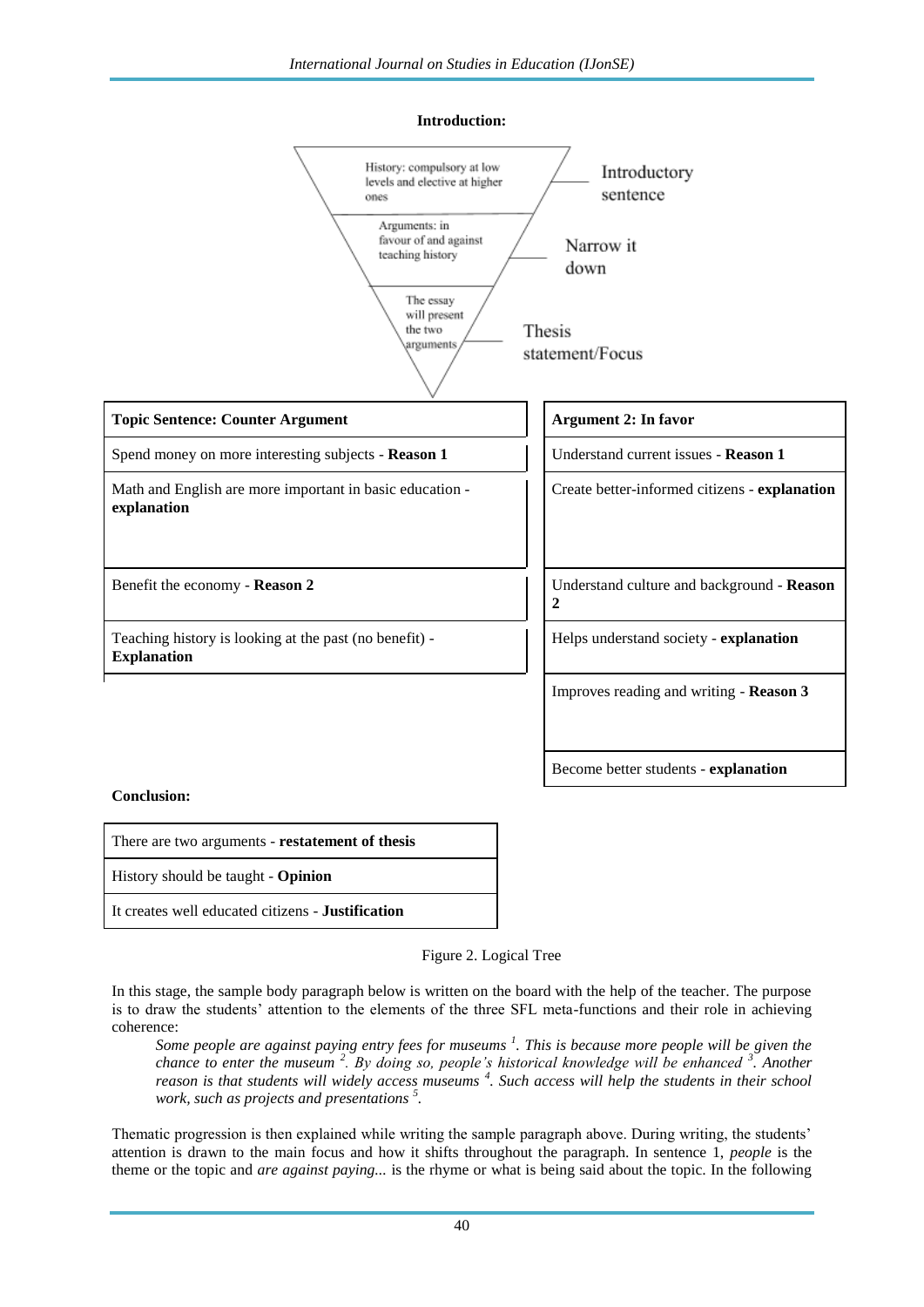**Introduction:**

History: compulsory at low levels and elective at higher ones

Introductory sentence

Arguments: in favour of and against teaching history

Narrow it down

The essay will present the two arguments

Thesis statement/Focus

| Topic Sentence: Counter Argument |
|---|
| Spend money on more interesting subjects - **Reason 1** |
| Math and English are more important in basic education - **explanation** |
| Benefit the economy - **Reason 2** |
| Teaching history is looking at the past (no benefit) - **Explanation** |

| Argument 2: In favor |
|---|
| Understand current issues - **Reason 1** |
| Create better-informed citizens - **explanation** |
| Understand culture and background - **Reason 2** |
| Helps understand society - **explanation** |
| Improves reading and writing - **Reason 3** |
| Become better students - **explanation** |

**Conclusion:**

| |
|---|
| There are two arguments - **restatement of thesis** |
| History should be taught - **Opinion** |
| It creates well educated citizens - **Justification** |

Figure 2. Logical Tree

In this stage, the sample body paragraph below is written on the board with the help of the teacher. The purpose is to draw the students' attention to the elements of the three SFL meta-functions and their role in achieving coherence:

> *Some people are against paying entry fees for museums* [1]*. This is because more people will be given the chance to enter the museum* [2]*. By doing so, people's historical knowledge will be enhanced* [3]*. Another reason is that students will widely access museums* [4]*. Such access will help the students in their school work, such as projects and presentations* [5]*.*

Thematic progression is then explained while writing the sample paragraph above. During writing, the students' attention is drawn to the main focus and how it shifts throughout the paragraph. In sentence 1, *people* is the theme or the topic and *are against paying...* is the rhyme or what is being said about the topic. In the following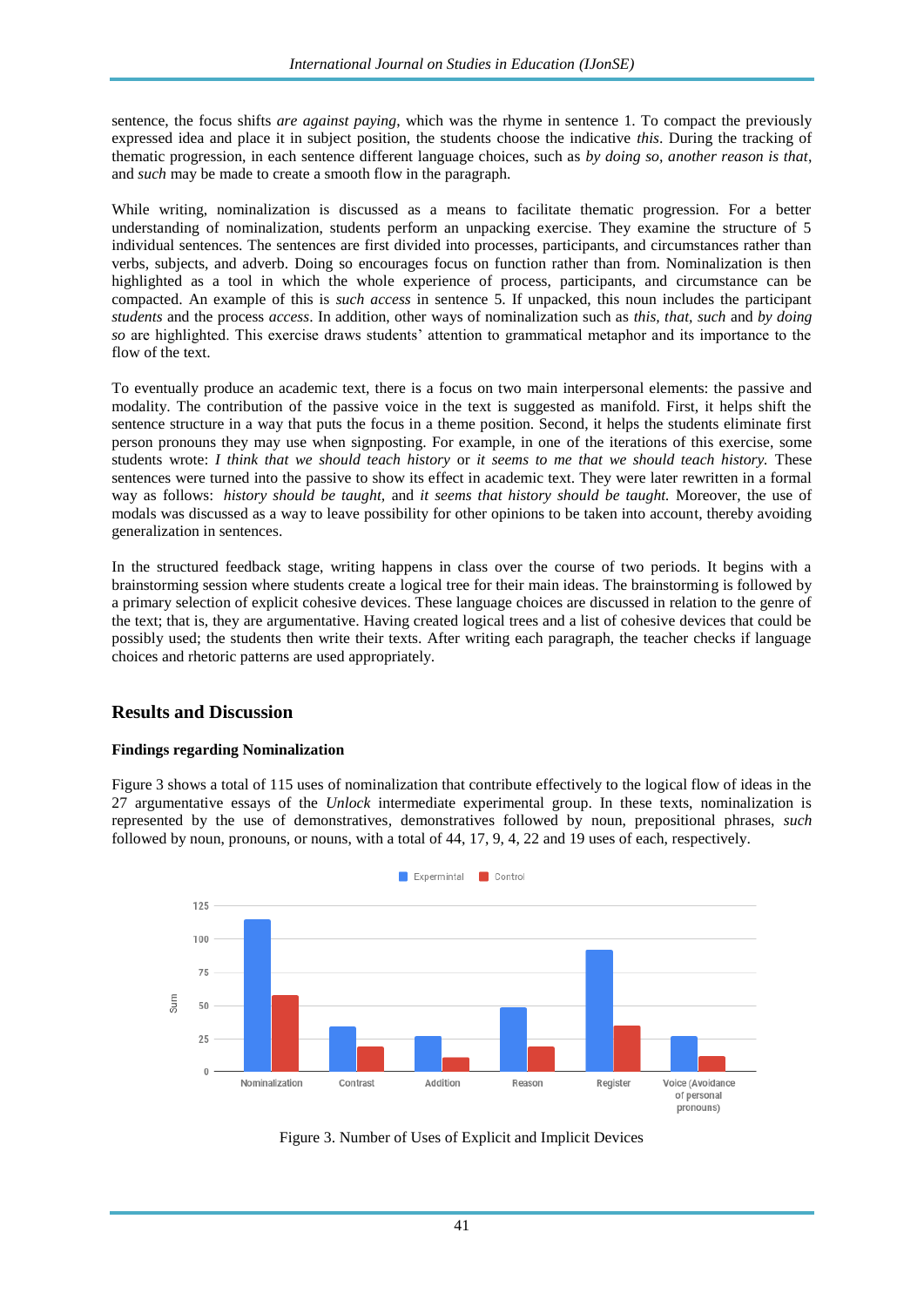sentence, the focus shifts *are against paying*, which was the rhyme in sentence 1. To compact the previously expressed idea and place it in subject position, the students choose the indicative *this*. During the tracking of thematic progression, in each sentence different language choices, such as *by doing so, another reason is that*, and *such* may be made to create a smooth flow in the paragraph.

While writing, nominalization is discussed as a means to facilitate thematic progression. For a better understanding of nominalization, students perform an unpacking exercise. They examine the structure of 5 individual sentences. The sentences are first divided into processes, participants, and circumstances rather than verbs, subjects, and adverb. Doing so encourages focus on function rather than from. Nominalization is then highlighted as a tool in which the whole experience of process, participants, and circumstance can be compacted. An example of this is *such access* in sentence 5. If unpacked, this noun includes the participant *students* and the process *access*. In addition, other ways of nominalization such as *this, that, such* and *by doing so* are highlighted. This exercise draws students' attention to grammatical metaphor and its importance to the flow of the text.

To eventually produce an academic text, there is a focus on two main interpersonal elements: the passive and modality. The contribution of the passive voice in the text is suggested as manifold. First, it helps shift the sentence structure in a way that puts the focus in a theme position. Second, it helps the students eliminate first person pronouns they may use when signposting. For example, in one of the iterations of this exercise, some students wrote: *I think that we should teach history* or *it seems to me that we should teach history.* These sentences were turned into the passive to show its effect in academic text. They were later rewritten in a formal way as follows: *history should be taught,* and *it seems that history should be taught.* Moreover, the use of modals was discussed as a way to leave possibility for other opinions to be taken into account, thereby avoiding generalization in sentences.

In the structured feedback stage, writing happens in class over the course of two periods. It begins with a brainstorming session where students create a logical tree for their main ideas. The brainstorming is followed by a primary selection of explicit cohesive devices. These language choices are discussed in relation to the genre of the text; that is, they are argumentative. Having created logical trees and a list of cohesive devices that could be possibly used; the students then write their texts. After writing each paragraph, the teacher checks if language choices and rhetoric patterns are used appropriately.

## Results and Discussion

### Findings regarding Nominalization

Figure 3 shows a total of 115 uses of nominalization that contribute effectively to the logical flow of ideas in the 27 argumentative essays of the *Unlock* intermediate experimental group. In these texts, nominalization is represented by the use of demonstratives, demonstratives followed by noun, prepositional phrases, *such* followed by noun, pronouns, or nouns, with a total of 44, 17, 9, 4, 22 and 19 uses of each, respectively.

Expermintal
Control

125
100
75
50
25
0

Sum

Nominalization
Contrast
Addition
Reason
Register
Voice (Avoidance of personal pronouns)

Figure 3. Number of Uses of Explicit and Implicit Devices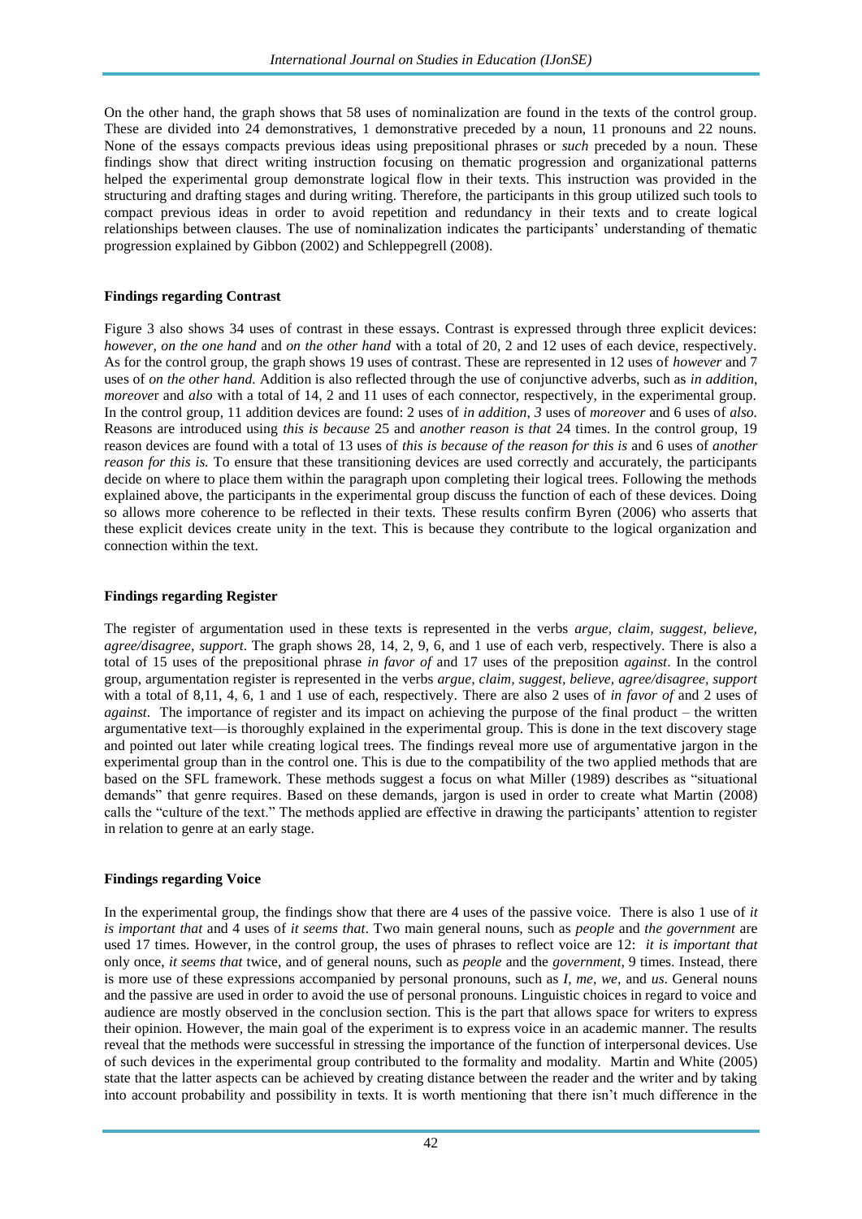On the other hand, the graph shows that 58 uses of nominalization are found in the texts of the control group. These are divided into 24 demonstratives, 1 demonstrative preceded by a noun, 11 pronouns and 22 nouns. None of the essays compacts previous ideas using prepositional phrases or *such* preceded by a noun. These findings show that direct writing instruction focusing on thematic progression and organizational patterns helped the experimental group demonstrate logical flow in their texts. This instruction was provided in the structuring and drafting stages and during writing. Therefore, the participants in this group utilized such tools to compact previous ideas in order to avoid repetition and redundancy in their texts and to create logical relationships between clauses. The use of nominalization indicates the participants' understanding of thematic progression explained by Gibbon (2002) and Schleppegrell (2008).

**Findings regarding Contrast**

Figure 3 also shows 34 uses of contrast in these essays. Contrast is expressed through three explicit devices: *however, on the one hand* and *on the other hand* with a total of 20, 2 and 12 uses of each device, respectively. As for the control group, the graph shows 19 uses of contrast. These are represented in 12 uses of *however* and 7 uses of *on the other hand.* Addition is also reflected through the use of conjunctive adverbs, such as *in addition*, *moreover* and *also* with a total of 14, 2 and 11 uses of each connector, respectively, in the experimental group. In the control group, 11 addition devices are found: 2 uses of *in addition*, *3* uses of *moreover* and 6 uses of *also.* Reasons are introduced using *this is because* 25 and *another reason is that* 24 times. In the control group, 19 reason devices are found with a total of 13 uses of *this is because of the reason for this is* and 6 uses of *another reason for this is.* To ensure that these transitioning devices are used correctly and accurately, the participants decide on where to place them within the paragraph upon completing their logical trees. Following the methods explained above, the participants in the experimental group discuss the function of each of these devices. Doing so allows more coherence to be reflected in their texts. These results confirm Byren (2006) who asserts that these explicit devices create unity in the text. This is because they contribute to the logical organization and connection within the text.

**Findings regarding Register**

The register of argumentation used in these texts is represented in the verbs *argue, claim, suggest, believe, agree/disagree, support*. The graph shows 28, 14, 2, 9, 6, and 1 use of each verb, respectively. There is also a total of 15 uses of the prepositional phrase *in favor of* and 17 uses of the preposition *against*. In the control group, argumentation register is represented in the verbs *argue, claim, suggest, believe, agree/disagree, support* with a total of 8,11, 4, 6, 1 and 1 use of each, respectively. There are also 2 uses of *in favor of* and 2 uses of *against*. The importance of register and its impact on achieving the purpose of the final product – the written argumentative text—is thoroughly explained in the experimental group. This is done in the text discovery stage and pointed out later while creating logical trees. The findings reveal more use of argumentative jargon in the experimental group than in the control one. This is due to the compatibility of the two applied methods that are based on the SFL framework. These methods suggest a focus on what Miller (1989) describes as "situational demands" that genre requires. Based on these demands, jargon is used in order to create what Martin (2008) calls the "culture of the text." The methods applied are effective in drawing the participants' attention to register in relation to genre at an early stage.

**Findings regarding Voice**

In the experimental group, the findings show that there are 4 uses of the passive voice. There is also 1 use of *it is important that* and 4 uses of *it seems that*. Two main general nouns, such as *people* and *the government* are used 17 times. However, in the control group, the uses of phrases to reflect voice are 12: *it is important that* only once, *it seems that* twice, and of general nouns, such as *people* and the *government,* 9 times. Instead, there is more use of these expressions accompanied by personal pronouns, such as *I*, *me*, *we,* and *us*. General nouns and the passive are used in order to avoid the use of personal pronouns. Linguistic choices in regard to voice and audience are mostly observed in the conclusion section. This is the part that allows space for writers to express their opinion. However, the main goal of the experiment is to express voice in an academic manner. The results reveal that the methods were successful in stressing the importance of the function of interpersonal devices. Use of such devices in the experimental group contributed to the formality and modality. Martin and White (2005) state that the latter aspects can be achieved by creating distance between the reader and the writer and by taking into account probability and possibility in texts. It is worth mentioning that there isn't much difference in the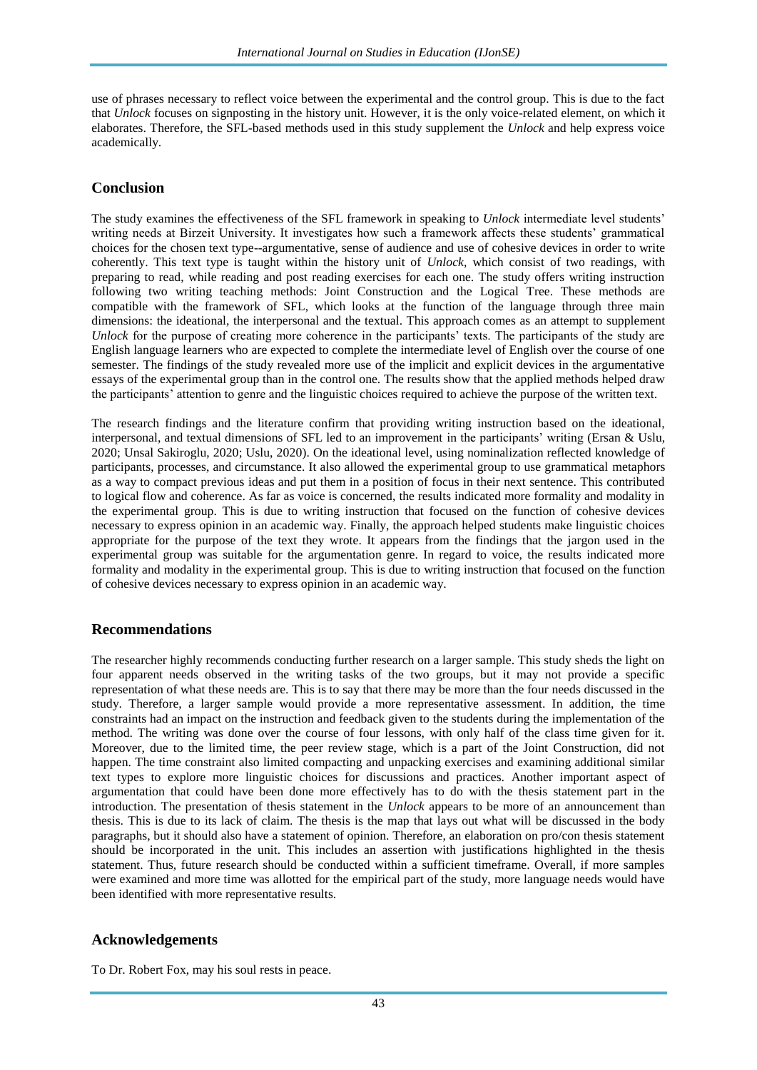use of phrases necessary to reflect voice between the experimental and the control group. This is due to the fact that *Unlock* focuses on signposting in the history unit. However, it is the only voice-related element, on which it elaborates. Therefore, the SFL-based methods used in this study supplement the *Unlock* and help express voice academically.

## Conclusion

The study examines the effectiveness of the SFL framework in speaking to *Unlock* intermediate level students' writing needs at Birzeit University. It investigates how such a framework affects these students' grammatical choices for the chosen text type--argumentative, sense of audience and use of cohesive devices in order to write coherently. This text type is taught within the history unit of *Unlock,* which consist of two readings, with preparing to read, while reading and post reading exercises for each one. The study offers writing instruction following two writing teaching methods: Joint Construction and the Logical Tree. These methods are compatible with the framework of SFL, which looks at the function of the language through three main dimensions: the ideational, the interpersonal and the textual. This approach comes as an attempt to supplement *Unlock* for the purpose of creating more coherence in the participants' texts. The participants of the study are English language learners who are expected to complete the intermediate level of English over the course of one semester. The findings of the study revealed more use of the implicit and explicit devices in the argumentative essays of the experimental group than in the control one. The results show that the applied methods helped draw the participants' attention to genre and the linguistic choices required to achieve the purpose of the written text.

The research findings and the literature confirm that providing writing instruction based on the ideational, interpersonal, and textual dimensions of SFL led to an improvement in the participants' writing (Ersan & Uslu, 2020; Unsal Sakiroglu, 2020; Uslu, 2020). On the ideational level, using nominalization reflected knowledge of participants, processes, and circumstance. It also allowed the experimental group to use grammatical metaphors as a way to compact previous ideas and put them in a position of focus in their next sentence. This contributed to logical flow and coherence. As far as voice is concerned, the results indicated more formality and modality in the experimental group. This is due to writing instruction that focused on the function of cohesive devices necessary to express opinion in an academic way. Finally, the approach helped students make linguistic choices appropriate for the purpose of the text they wrote. It appears from the findings that the jargon used in the experimental group was suitable for the argumentation genre. In regard to voice, the results indicated more formality and modality in the experimental group. This is due to writing instruction that focused on the function of cohesive devices necessary to express opinion in an academic way.

## Recommendations

The researcher highly recommends conducting further research on a larger sample. This study sheds the light on four apparent needs observed in the writing tasks of the two groups, but it may not provide a specific representation of what these needs are. This is to say that there may be more than the four needs discussed in the study. Therefore, a larger sample would provide a more representative assessment. In addition, the time constraints had an impact on the instruction and feedback given to the students during the implementation of the method. The writing was done over the course of four lessons, with only half of the class time given for it. Moreover, due to the limited time, the peer review stage, which is a part of the Joint Construction, did not happen. The time constraint also limited compacting and unpacking exercises and examining additional similar text types to explore more linguistic choices for discussions and practices. Another important aspect of argumentation that could have been done more effectively has to do with the thesis statement part in the introduction. The presentation of thesis statement in the *Unlock* appears to be more of an announcement than thesis. This is due to its lack of claim. The thesis is the map that lays out what will be discussed in the body paragraphs, but it should also have a statement of opinion. Therefore, an elaboration on pro/con thesis statement should be incorporated in the unit. This includes an assertion with justifications highlighted in the thesis statement. Thus, future research should be conducted within a sufficient timeframe. Overall, if more samples were examined and more time was allotted for the empirical part of the study, more language needs would have been identified with more representative results.

## Acknowledgements

To Dr. Robert Fox, may his soul rests in peace.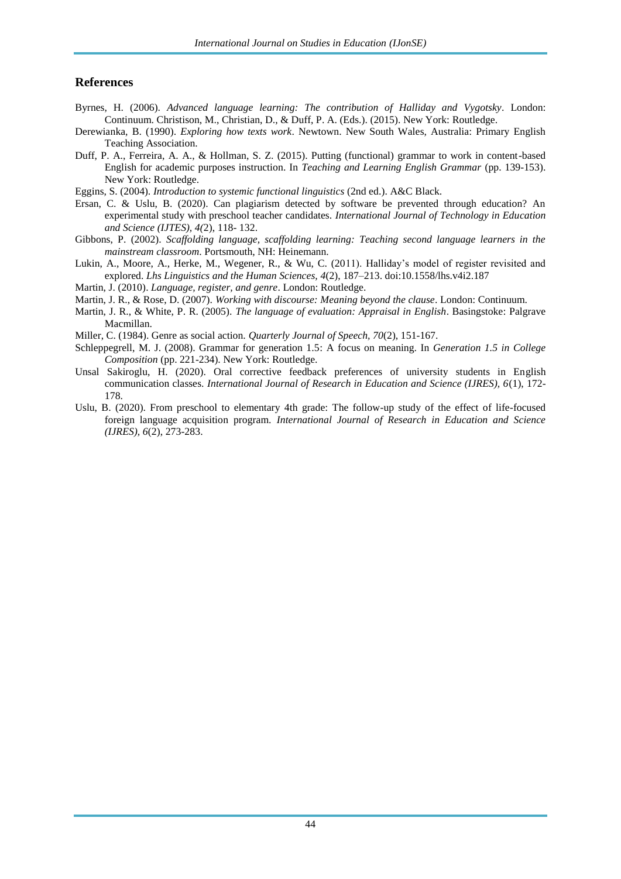## References

Byrnes, H. (2006). *Advanced language learning: The contribution of Halliday and Vygotsky*. London: Continuum. Christison, M., Christian, D., & Duff, P. A. (Eds.). (2015). New York: Routledge.

Derewianka, B. (1990). *Exploring how texts work*. Newtown. New South Wales, Australia: Primary English Teaching Association.

Duff, P. A., Ferreira, A. A., & Hollman, S. Z. (2015). Putting (functional) grammar to work in content-based English for academic purposes instruction. In *Teaching and Learning English Grammar* (pp. 139-153). New York: Routledge.

Eggins, S. (2004). *Introduction to systemic functional linguistics* (2nd ed.). A&C Black.

Ersan, C. & Uslu, B. (2020). Can plagiarism detected by software be prevented through education? An experimental study with preschool teacher candidates. *International Journal of Technology in Education and Science (IJTES), 4(*2), 118- 132.

Gibbons, P. (2002). *Scaffolding language, scaffolding learning: Teaching second language learners in the mainstream classroom*. Portsmouth, NH: Heinemann.

Lukin, A., Moore, A., Herke, M., Wegener, R., & Wu, C. (2011). Halliday's model of register revisited and explored. *Lhs Linguistics and the Human Sciences, 4*(2), 187–213. doi:10.1558/lhs.v4i2.187

Martin, J. (2010). *Language, register, and genre*. London: Routledge.

Martin, J. R., & Rose, D. (2007). *Working with discourse: Meaning beyond the clause*. London: Continuum.

Martin, J. R., & White, P. R. (2005). *The language of evaluation: Appraisal in English*. Basingstoke: Palgrave Macmillan.

Miller, C. (1984). Genre as social action. *Quarterly Journal of Speech, 70*(2), 151-167.

Schleppegrell, M. J. (2008). Grammar for generation 1.5: A focus on meaning. In *Generation 1.5 in College Composition* (pp. 221-234). New York: Routledge.

Unsal Sakiroglu, H. (2020). Oral corrective feedback preferences of university students in English communication classes. *International Journal of Research in Education and Science (IJRES), 6*(1), 172-178.

Uslu, B. (2020). From preschool to elementary 4th grade: The follow-up study of the effect of life-focused foreign language acquisition program. *International Journal of Research in Education and Science (IJRES), 6*(2), 273-283.